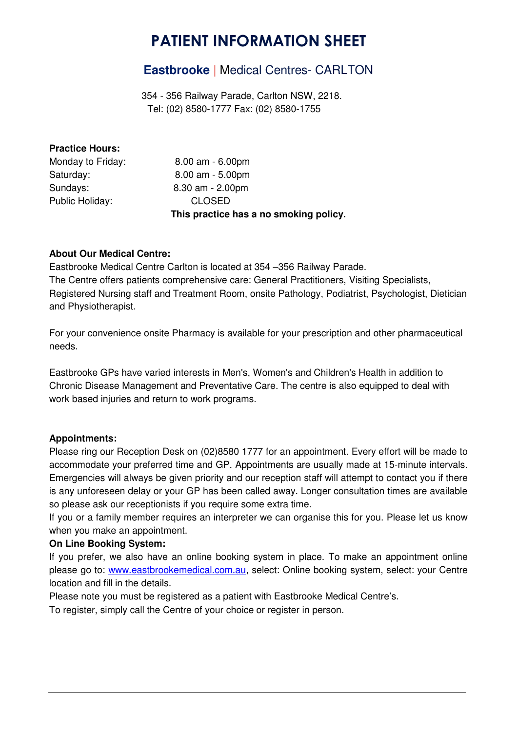# PATIENT INFORMATION SHEET

## **Eastbrooke** | Medical Centres- CARLTON

354 - 356 Railway Parade, Carlton NSW, 2218.
Tel: (02) 8580-1777 Fax: (02) 8580-1755

**Practice Hours:**

| | |
|---|---|
| Monday to Friday: | 8.00 am - 6.00pm |
| Saturday: | 8.00 am - 5.00pm |
| Sundays: | 8.30 am - 2.00pm |
| Public Holiday: | CLOSED |

**This practice has a no smoking policy.**

**About Our Medical Centre:**

Eastbrooke Medical Centre Carlton is located at 354 –356 Railway Parade.
The Centre offers patients comprehensive care: General Practitioners, Visiting Specialists, Registered Nursing staff and Treatment Room, onsite Pathology, Podiatrist, Psychologist, Dietician and Physiotherapist.

For your convenience onsite Pharmacy is available for your prescription and other pharmaceutical needs.

Eastbrooke GPs have varied interests in Men's, Women's and Children's Health in addition to Chronic Disease Management and Preventative Care. The centre is also equipped to deal with work based injuries and return to work programs.

**Appointments:**

Please ring our Reception Desk on (02)8580 1777 for an appointment. Every effort will be made to accommodate your preferred time and GP. Appointments are usually made at 15-minute intervals. Emergencies will always be given priority and our reception staff will attempt to contact you if there is any unforeseen delay or your GP has been called away. Longer consultation times are available so please ask our receptionists if you require some extra time.
If you or a family member requires an interpreter we can organise this for you. Please let us know when you make an appointment.

**On Line Booking System:**

If you prefer, we also have an online booking system in place. To make an appointment online please go to: www.eastbrookemedical.com.au, select: Online booking system, select: your Centre location and fill in the details.
Please note you must be registered as a patient with Eastbrooke Medical Centre's.
To register, simply call the Centre of your choice or register in person.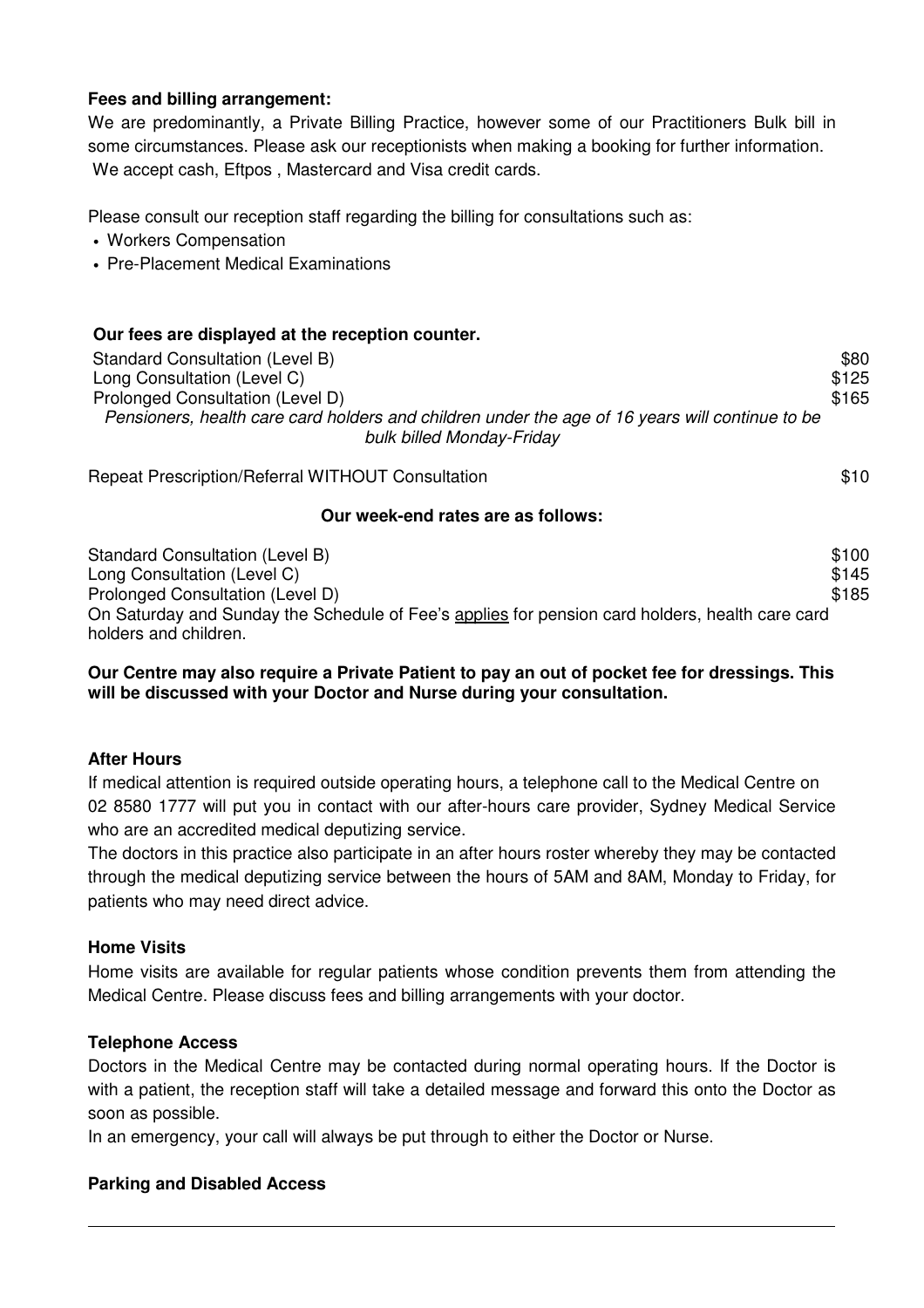**Fees and billing arrangement:**

We are predominantly, a Private Billing Practice, however some of our Practitioners Bulk bill in some circumstances. Please ask our receptionists when making a booking for further information.
We accept cash, Eftpos , Mastercard and Visa credit cards.

Please consult our reception staff regarding the billing for consultations such as:

- Workers Compensation
- Pre-Placement Medical Examinations

**Our fees are displayed at the reception counter.**

| | |
|---|---|
| Standard Consultation (Level B) | $80 |
| Long Consultation (Level C) | $125 |
| Prolonged Consultation (Level D) | $165 |

*Pensioners, health care card holders and children under the age of 16 years will continue to be bulk billed Monday-Friday*

| | |
|---|---|
| Repeat Prescription/Referral WITHOUT Consultation | $10 |

**Our week-end rates are as follows:**

| | |
|---|---|
| Standard Consultation (Level B) | $100 |
| Long Consultation (Level C) | $145 |
| Prolonged Consultation (Level D) | $185 |

On Saturday and Sunday the Schedule of Fee's applies for pension card holders, health care card holders and children.

**Our Centre may also require a Private Patient to pay an out of pocket fee for dressings. This will be discussed with your Doctor and Nurse during your consultation.**

**After Hours**

If medical attention is required outside operating hours, a telephone call to the Medical Centre on 02 8580 1777 will put you in contact with our after-hours care provider, Sydney Medical Service who are an accredited medical deputizing service.

The doctors in this practice also participate in an after hours roster whereby they may be contacted through the medical deputizing service between the hours of 5AM and 8AM, Monday to Friday, for patients who may need direct advice.

**Home Visits**

Home visits are available for regular patients whose condition prevents them from attending the Medical Centre. Please discuss fees and billing arrangements with your doctor.

**Telephone Access**

Doctors in the Medical Centre may be contacted during normal operating hours. If the Doctor is with a patient, the reception staff will take a detailed message and forward this onto the Doctor as soon as possible.

In an emergency, your call will always be put through to either the Doctor or Nurse.

**Parking and Disabled Access**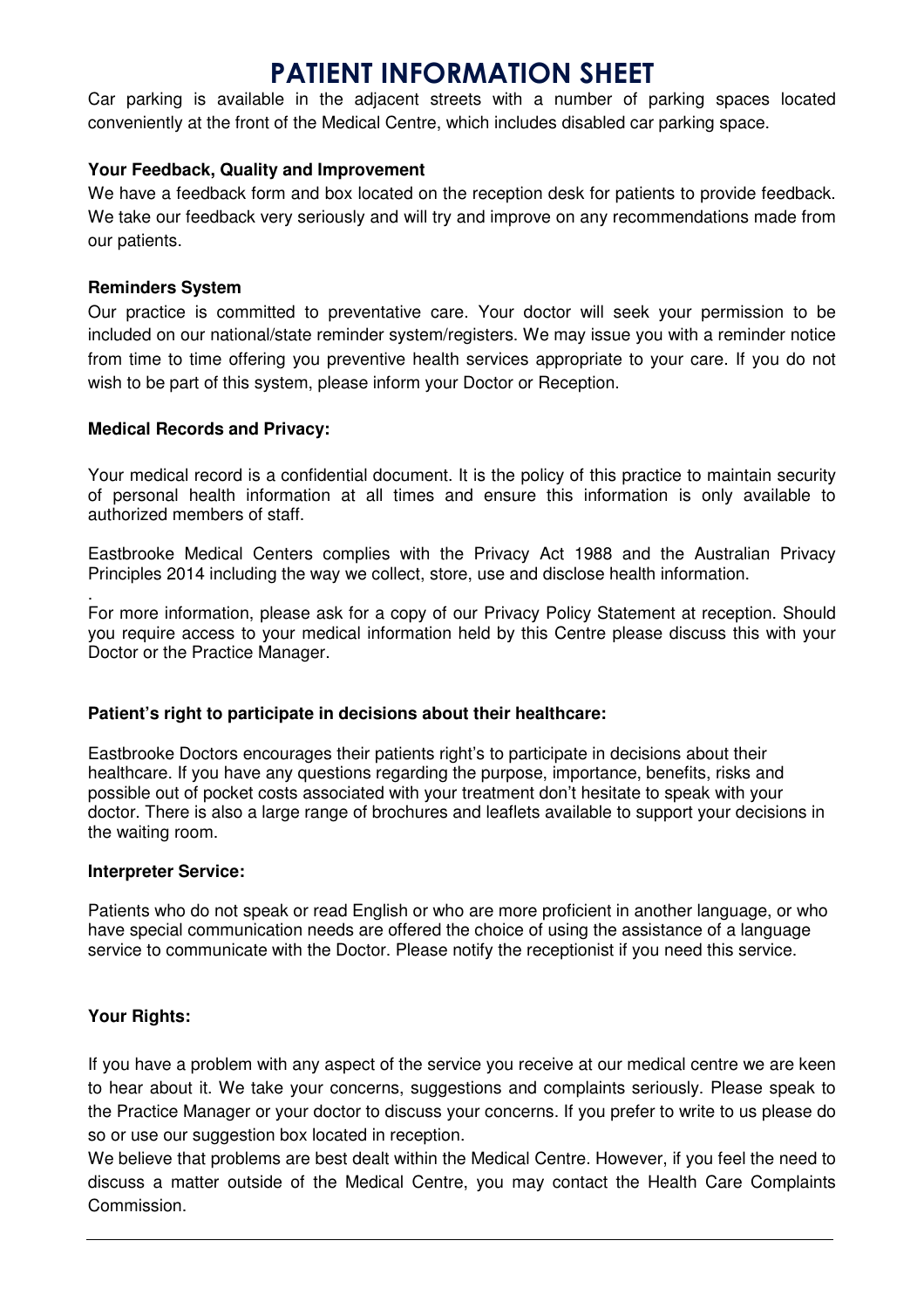# PATIENT INFORMATION SHEET

Car parking is available in the adjacent streets with a number of parking spaces located conveniently at the front of the Medical Centre, which includes disabled car parking space.

**Your Feedback, Quality and Improvement**

We have a feedback form and box located on the reception desk for patients to provide feedback. We take our feedback very seriously and will try and improve on any recommendations made from our patients.

**Reminders System**

Our practice is committed to preventative care. Your doctor will seek your permission to be included on our national/state reminder system/registers. We may issue you with a reminder notice from time to time offering you preventive health services appropriate to your care. If you do not wish to be part of this system, please inform your Doctor or Reception.

**Medical Records and Privacy:**

Your medical record is a confidential document. It is the policy of this practice to maintain security of personal health information at all times and ensure this information is only available to authorized members of staff.

Eastbrooke Medical Centers complies with the Privacy Act 1988 and the Australian Privacy Principles 2014 including the way we collect, store, use and disclose health information.

.
For more information, please ask for a copy of our Privacy Policy Statement at reception. Should you require access to your medical information held by this Centre please discuss this with your Doctor or the Practice Manager.

**Patient's right to participate in decisions about their healthcare:**

Eastbrooke Doctors encourages their patients right's to participate in decisions about their healthcare. If you have any questions regarding the purpose, importance, benefits, risks and possible out of pocket costs associated with your treatment don't hesitate to speak with your doctor. There is also a large range of brochures and leaflets available to support your decisions in the waiting room.

**Interpreter Service:**

Patients who do not speak or read English or who are more proficient in another language, or who have special communication needs are offered the choice of using the assistance of a language service to communicate with the Doctor. Please notify the receptionist if you need this service.

**Your Rights:**

If you have a problem with any aspect of the service you receive at our medical centre we are keen to hear about it. We take your concerns, suggestions and complaints seriously. Please speak to the Practice Manager or your doctor to discuss your concerns. If you prefer to write to us please do so or use our suggestion box located in reception.

We believe that problems are best dealt within the Medical Centre. However, if you feel the need to discuss a matter outside of the Medical Centre, you may contact the Health Care Complaints Commission.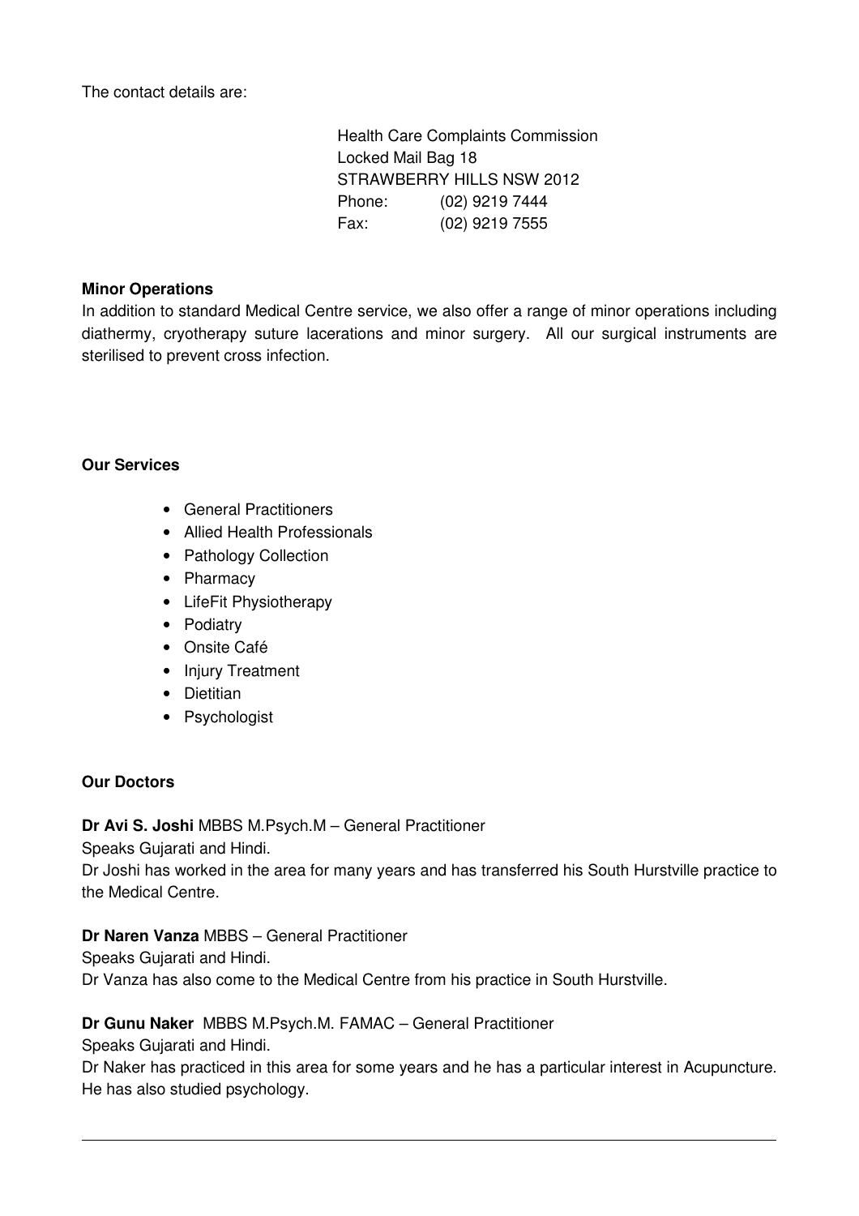The contact details are:

Health Care Complaints Commission
Locked Mail Bag 18
STRAWBERRY HILLS NSW 2012
Phone: (02) 9219 7444
Fax: (02) 9219 7555

**Minor Operations**

In addition to standard Medical Centre service, we also offer a range of minor operations including diathermy, cryotherapy suture lacerations and minor surgery. All our surgical instruments are sterilised to prevent cross infection.

**Our Services**

- General Practitioners
- Allied Health Professionals
- Pathology Collection
- Pharmacy
- LifeFit Physiotherapy
- Podiatry
- Onsite Café
- Injury Treatment
- Dietitian
- Psychologist

**Our Doctors**

**Dr Avi S. Joshi** MBBS M.Psych.M – General Practitioner
Speaks Gujarati and Hindi.
Dr Joshi has worked in the area for many years and has transferred his South Hurstville practice to the Medical Centre.

**Dr Naren Vanza** MBBS – General Practitioner
Speaks Gujarati and Hindi.
Dr Vanza has also come to the Medical Centre from his practice in South Hurstville.

**Dr Gunu Naker** MBBS M.Psych.M. FAMAC – General Practitioner
Speaks Gujarati and Hindi.
Dr Naker has practiced in this area for some years and he has a particular interest in Acupuncture. He has also studied psychology.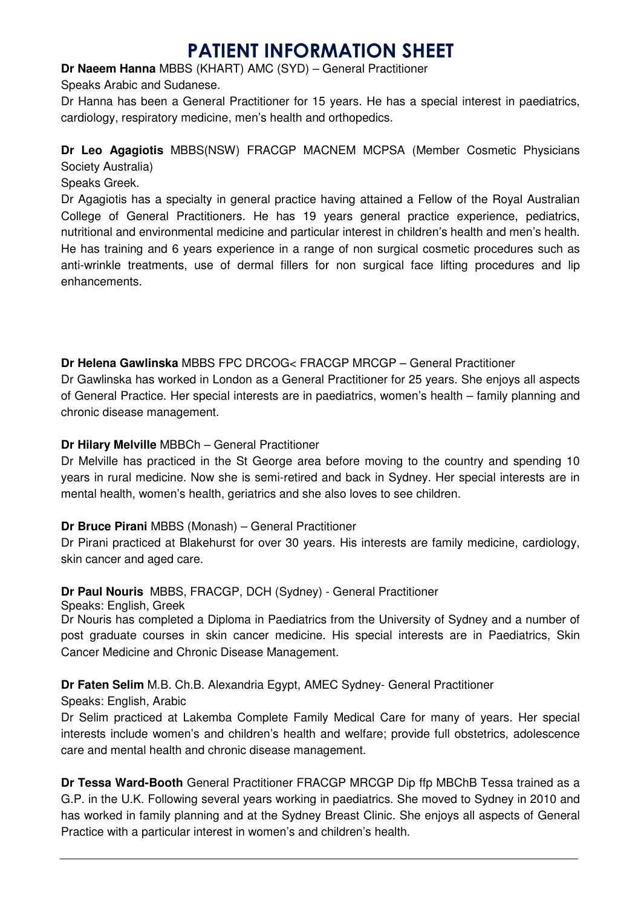# PATIENT INFORMATION SHEET

**Dr Naeem Hanna** MBBS (KHART) AMC (SYD) – General Practitioner

Speaks Arabic and Sudanese.

Dr Hanna has been a General Practitioner for 15 years. He has a special interest in paediatrics, cardiology, respiratory medicine, men's health and orthopedics.

**Dr Leo Agagiotis** MBBS(NSW) FRACGP MACNEM MCPSA (Member Cosmetic Physicians Society Australia)

Speaks Greek.

Dr Agagiotis has a specialty in general practice having attained a Fellow of the Royal Australian College of General Practitioners. He has 19 years general practice experience, pediatrics, nutritional and environmental medicine and particular interest in children's health and men's health. He has training and 6 years experience in a range of non surgical cosmetic procedures such as anti-wrinkle treatments, use of dermal fillers for non surgical face lifting procedures and lip enhancements.

**Dr Helena Gawlinska** MBBS FPC DRCOG< FRACGP MRCGP – General Practitioner

Dr Gawlinska has worked in London as a General Practitioner for 25 years. She enjoys all aspects of General Practice. Her special interests are in paediatrics, women's health – family planning and chronic disease management.

**Dr Hilary Melville** MBBCh – General Practitioner

Dr Melville has practiced in the St George area before moving to the country and spending 10 years in rural medicine. Now she is semi-retired and back in Sydney. Her special interests are in mental health, women's health, geriatrics and she also loves to see children.

**Dr Bruce Pirani** MBBS (Monash) – General Practitioner

Dr Pirani practiced at Blakehurst for over 30 years. His interests are family medicine, cardiology, skin cancer and aged care.

**Dr Paul Nouris** MBBS, FRACGP, DCH (Sydney) - General Practitioner

Speaks: English, Greek

Dr Nouris has completed a Diploma in Paediatrics from the University of Sydney and a number of post graduate courses in skin cancer medicine. His special interests are in Paediatrics, Skin Cancer Medicine and Chronic Disease Management.

**Dr Faten Selim** M.B. Ch.B. Alexandria Egypt, AMEC Sydney- General Practitioner

Speaks: English, Arabic

Dr Selim practiced at Lakemba Complete Family Medical Care for many of years. Her special interests include women's and children's health and welfare; provide full obstetrics, adolescence care and mental health and chronic disease management.

**Dr Tessa Ward-Booth** General Practitioner FRACGP MRCGP Dip ffp MBChB Tessa trained as a G.P. in the U.K. Following several years working in paediatrics. She moved to Sydney in 2010 and has worked in family planning and at the Sydney Breast Clinic. She enjoys all aspects of General Practice with a particular interest in women's and children's health.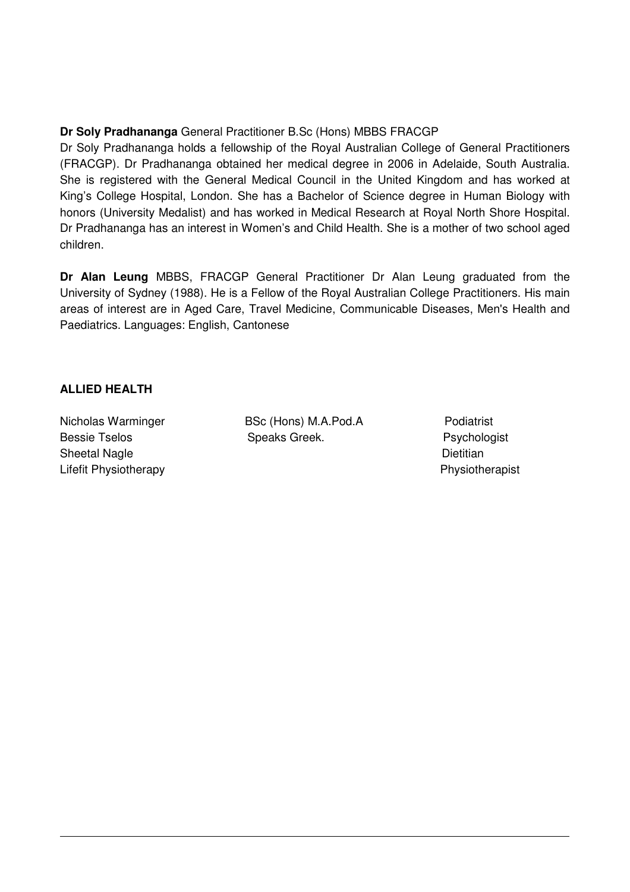**Dr Soly Pradhananga** General Practitioner B.Sc (Hons) MBBS FRACGP

Dr Soly Pradhananga holds a fellowship of the Royal Australian College of General Practitioners (FRACGP). Dr Pradhananga obtained her medical degree in 2006 in Adelaide, South Australia. She is registered with the General Medical Council in the United Kingdom and has worked at King's College Hospital, London. She has a Bachelor of Science degree in Human Biology with honors (University Medalist) and has worked in Medical Research at Royal North Shore Hospital. Dr Pradhananga has an interest in Women's and Child Health. She is a mother of two school aged children.

**Dr Alan Leung** MBBS, FRACGP General Practitioner Dr Alan Leung graduated from the University of Sydney (1988). He is a Fellow of the Royal Australian College Practitioners. His main areas of interest are in Aged Care, Travel Medicine, Communicable Diseases, Men's Health and Paediatrics. Languages: English, Cantonese

**ALLIED HEALTH**

| | | |
|---|---|---|
| Nicholas Warminger | BSc (Hons) M.A.Pod.A | Podiatrist |
| Bessie Tselos | Speaks Greek. | Psychologist |
| Sheetal Nagle | | Dietitian |
| Lifefit Physiotherapy | | Physiotherapist |